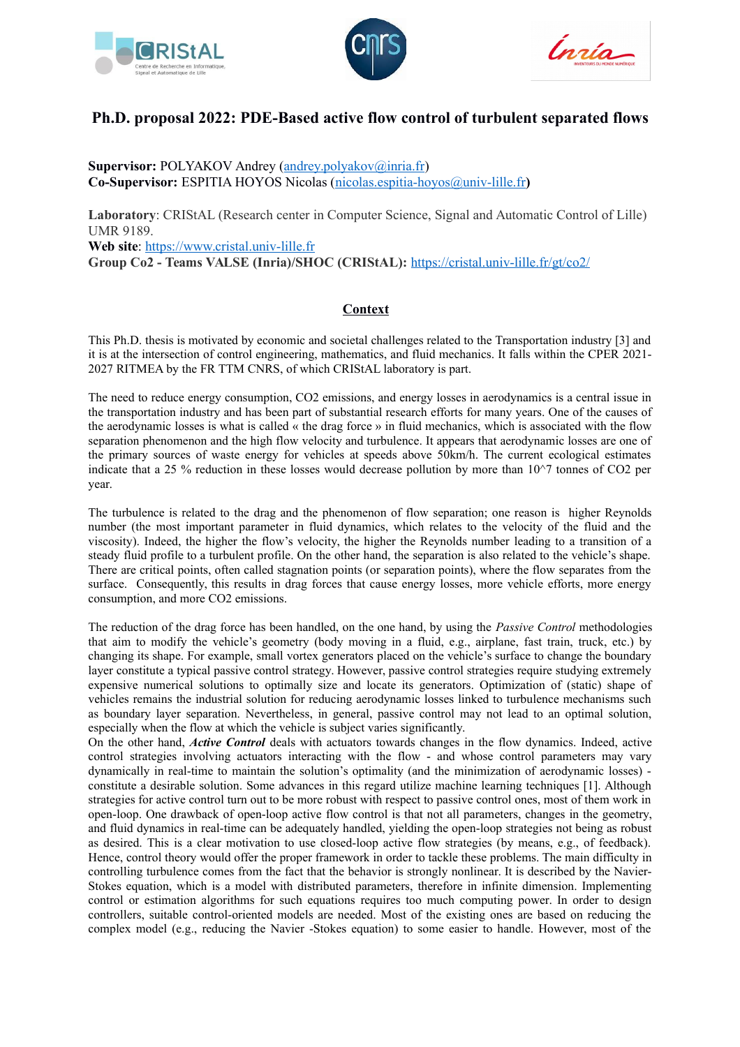# Ph.D. proposal 2022: PDE-Based active flow control of turbulent separated flows

**Supervisor:** POLYAKOV Andrey (andrey.polyakov@inria.fr)
**Co-Supervisor:** ESPITIA HOYOS Nicolas (nicolas.espitia-hoyos@univ-lille.fr**)**

**Laboratory**: CRIStAL (Research center in Computer Science, Signal and Automatic Control of Lille) UMR 9189.
**Web site**: https://www.cristal.univ-lille.fr
**Group Co2 - Teams VALSE (Inria)/SHOC (CRIStAL):** https://cristal.univ-lille.fr/gt/co2/

## Context

This Ph.D. thesis is motivated by economic and societal challenges related to the Transportation industry [3] and it is at the intersection of control engineering, mathematics, and fluid mechanics. It falls within the CPER 2021-2027 RITMEA by the FR TTM CNRS, of which CRIStAL laboratory is part.

The need to reduce energy consumption, $CO_2$ emissions, and energy losses in aerodynamics is a central issue in the transportation industry and has been part of substantial research efforts for many years. One of the causes of the aerodynamic losses is what is called « the drag force » in fluid mechanics, which is associated with the flow separation phenomenon and the high flow velocity and turbulence. It appears that aerodynamic losses are one of the primary sources of waste energy for vehicles at speeds above 50km/h. The current ecological estimates indicate that a 25 % reduction in these losses would decrease pollution by more than 10^7 tonnes of $CO_2$ per year.

The turbulence is related to the drag and the phenomenon of flow separation; one reason is higher Reynolds number (the most important parameter in fluid dynamics, which relates to the velocity of the fluid and the viscosity). Indeed, the higher the flow's velocity, the higher the Reynolds number leading to a transition of a steady fluid profile to a turbulent profile. On the other hand, the separation is also related to the vehicle's shape. There are critical points, often called stagnation points (or separation points), where the flow separates from the surface. Consequently, this results in drag forces that cause energy losses, more vehicle efforts, more energy consumption, and more $CO_2$ emissions.

The reduction of the drag force has been handled, on the one hand, by using the *Passive Control* methodologies that aim to modify the vehicle's geometry (body moving in a fluid, e.g., airplane, fast train, truck, etc.) by changing its shape. For example, small vortex generators placed on the vehicle's surface to change the boundary layer constitute a typical passive control strategy. However, passive control strategies require studying extremely expensive numerical solutions to optimally size and locate its generators. Optimization of (static) shape of vehicles remains the industrial solution for reducing aerodynamic losses linked to turbulence mechanisms such as boundary layer separation. Nevertheless, in general, passive control may not lead to an optimal solution, especially when the flow at which the vehicle is subject varies significantly.
On the other hand, ***Active Control*** deals with actuators towards changes in the flow dynamics. Indeed, active control strategies involving actuators interacting with the flow - and whose control parameters may vary dynamically in real-time to maintain the solution's optimality (and the minimization of aerodynamic losses) - constitute a desirable solution. Some advances in this regard utilize machine learning techniques [1]. Although strategies for active control turn out to be more robust with respect to passive control ones, most of them work in open-loop. One drawback of open-loop active flow control is that not all parameters, changes in the geometry, and fluid dynamics in real-time can be adequately handled, yielding the open-loop strategies not being as robust as desired. This is a clear motivation to use closed-loop active flow strategies (by means, e.g., of feedback). Hence, control theory would offer the proper framework in order to tackle these problems. The main difficulty in controlling turbulence comes from the fact that the behavior is strongly nonlinear. It is described by the Navier-Stokes equation, which is a model with distributed parameters, therefore in infinite dimension. Implementing control or estimation algorithms for such equations requires too much computing power. In order to design controllers, suitable control-oriented models are needed. Most of the existing ones are based on reducing the complex model (e.g., reducing the Navier -Stokes equation) to some easier to handle. However, most of the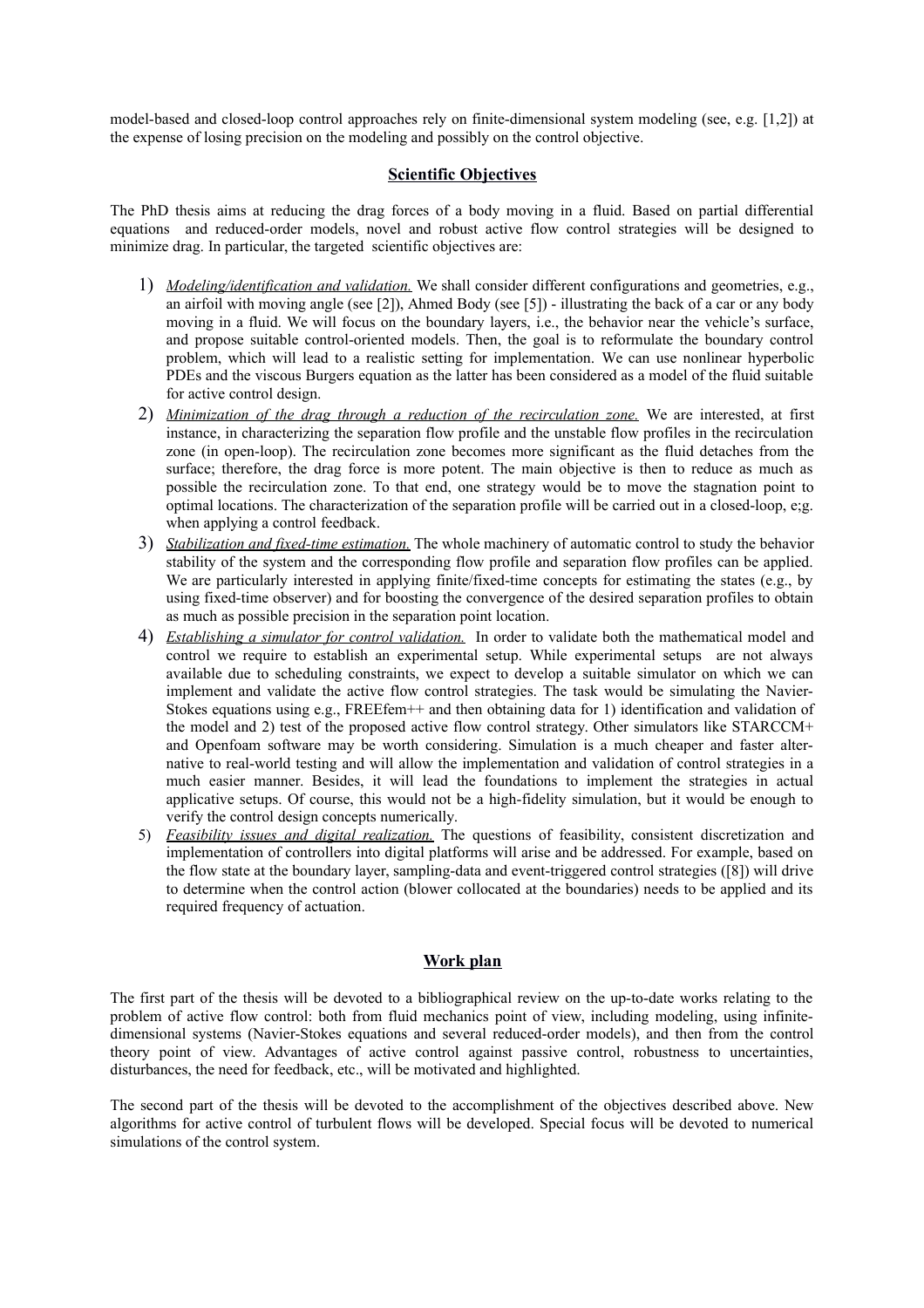model-based and closed-loop control approaches rely on finite-dimensional system modeling (see, e.g. [1,2]) at the expense of losing precision on the modeling and possibly on the control objective.

## Scientific Objectives

The PhD thesis aims at reducing the drag forces of a body moving in a fluid. Based on partial differential equations and reduced-order models, novel and robust active flow control strategies will be designed to minimize drag. In particular, the targeted scientific objectives are:

1) *Modeling/identification and validation.* We shall consider different configurations and geometries, e.g., an airfoil with moving angle (see [2]), Ahmed Body (see [5]) - illustrating the back of a car or any body moving in a fluid. We will focus on the boundary layers, i.e., the behavior near the vehicle's surface, and propose suitable control-oriented models. Then, the goal is to reformulate the boundary control problem, which will lead to a realistic setting for implementation. We can use nonlinear hyperbolic PDEs and the viscous Burgers equation as the latter has been considered as a model of the fluid suitable for active control design.
2) *Minimization of the drag through a reduction of the recirculation zone.* We are interested, at first instance, in characterizing the separation flow profile and the unstable flow profiles in the recirculation zone (in open-loop). The recirculation zone becomes more significant as the fluid detaches from the surface; therefore, the drag force is more potent. The main objective is then to reduce as much as possible the recirculation zone. To that end, one strategy would be to move the stagnation point to optimal locations. The characterization of the separation profile will be carried out in a closed-loop, e;g. when applying a control feedback.
3) *Stabilization and fixed-time estimation.* The whole machinery of automatic control to study the behavior stability of the system and the corresponding flow profile and separation flow profiles can be applied. We are particularly interested in applying finite/fixed-time concepts for estimating the states (e.g., by using fixed-time observer) and for boosting the convergence of the desired separation profiles to obtain as much as possible precision in the separation point location.
4) *Establishing a simulator for control validation.* In order to validate both the mathematical model and control we require to establish an experimental setup. While experimental setups are not always available due to scheduling constraints, we expect to develop a suitable simulator on which we can implement and validate the active flow control strategies. The task would be simulating the Navier-Stokes equations using e.g., FREEfem++ and then obtaining data for 1) identification and validation of the model and 2) test of the proposed active flow control strategy. Other simulators like STARCCM+ and Openfoam software may be worth considering. Simulation is a much cheaper and faster alternative to real-world testing and will allow the implementation and validation of control strategies in a much easier manner. Besides, it will lead the foundations to implement the strategies in actual applicative setups. Of course, this would not be a high-fidelity simulation, but it would be enough to verify the control design concepts numerically.
5) *Feasibility issues and digital realization.* The questions of feasibility, consistent discretization and implementation of controllers into digital platforms will arise and be addressed. For example, based on the flow state at the boundary layer, sampling-data and event-triggered control strategies ([8]) will drive to determine when the control action (blower collocated at the boundaries) needs to be applied and its required frequency of actuation.

## Work plan

The first part of the thesis will be devoted to a bibliographical review on the up-to-date works relating to the problem of active flow control: both from fluid mechanics point of view, including modeling, using infinite-dimensional systems (Navier-Stokes equations and several reduced-order models), and then from the control theory point of view. Advantages of active control against passive control, robustness to uncertainties, disturbances, the need for feedback, etc., will be motivated and highlighted.

The second part of the thesis will be devoted to the accomplishment of the objectives described above. New algorithms for active control of turbulent flows will be developed. Special focus will be devoted to numerical simulations of the control system.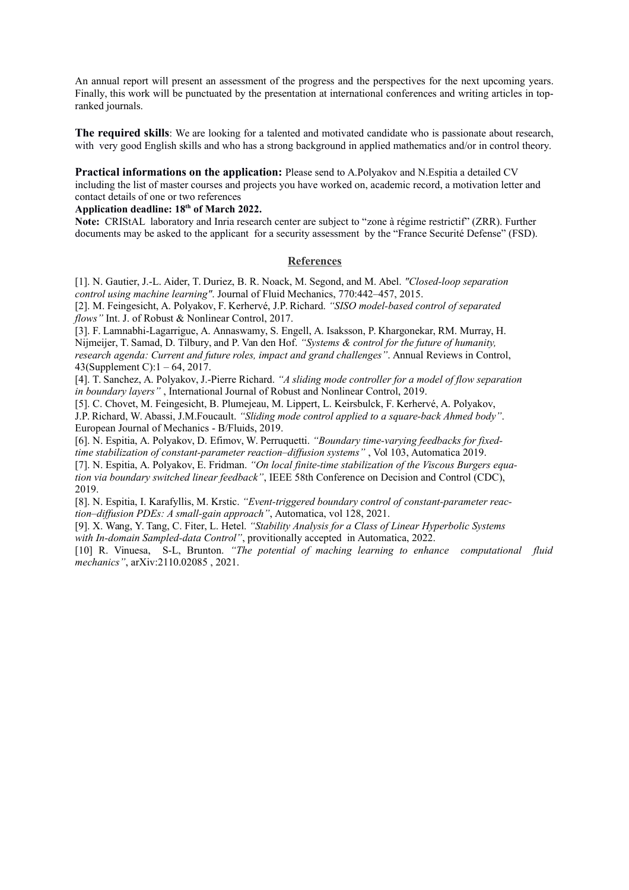An annual report will present an assessment of the progress and the perspectives for the next upcoming years. Finally, this work will be punctuated by the presentation at international conferences and writing articles in top-ranked journals.

**The required skills**: We are looking for a talented and motivated candidate who is passionate about research, with very good English skills and who has a strong background in applied mathematics and/or in control theory.

**Practical informations on the application:** Please send to A.Polyakov and N.Espitia a detailed CV including the list of master courses and projects you have worked on, academic record, a motivation letter and contact details of one or two references

**Application deadline: 18th of March 2022.**

**Note:** CRIStAL laboratory and Inria research center are subject to "zone à régime restrictif" (ZRR). Further documents may be asked to the applicant for a security assessment by the "France Securité Defense" (FSD).

## References

[1]. N. Gautier, J.-L. Aider, T. Duriez, B. R. Noack, M. Segond, and M. Abel. *"Closed-loop separation control using machine learning"*. Journal of Fluid Mechanics, 770:442–457, 2015.

[2]. M. Feingesicht, A. Polyakov, F. Kerhervé, J.P. Richard. *"SISO model-based control of separated flows"* Int. J. of Robust & Nonlinear Control, 2017.

[3]. F. Lamnabhi-Lagarrigue, A. Annaswamy, S. Engell, A. Isaksson, P. Khargonekar, RM. Murray, H. Nijmeijer, T. Samad, D. Tilbury, and P. Van den Hof. *"Systems & control for the future of humanity, research agenda: Current and future roles, impact and grand challenges"*. Annual Reviews in Control, 43(Supplement C):1 – 64, 2017.

[4]. T. Sanchez, A. Polyakov, J.-Pierre Richard. *"A sliding mode controller for a model of flow separation in boundary layers"* , International Journal of Robust and Nonlinear Control, 2019.

[5]. C. Chovet, M. Feingesicht, B. Plumejeau, M. Lippert, L. Keirsbulck, F. Kerhervé, A. Polyakov, J.P. Richard, W. Abassi, J.M.Foucault. *"Sliding mode control applied to a square-back Ahmed body"*. European Journal of Mechanics - B/Fluids, 2019.

[6]. N. Espitia, A. Polyakov, D. Efimov, W. Perruquetti. *"Boundary time-varying feedbacks for fixed-time stabilization of constant-parameter reaction–diffusion systems"* , Vol 103, Automatica 2019.

[7]. N. Espitia, A. Polyakov, E. Fridman. *"On local finite-time stabilization of the Viscous Burgers equation via boundary switched linear feedback"*, IEEE 58th Conference on Decision and Control (CDC), 2019.

[8]. N. Espitia, I. Karafyllis, M. Krstic. *"Event-triggered boundary control of constant-parameter reaction–diffusion PDEs: A small-gain approach"*, Automatica, vol 128, 2021.

[9]. X. Wang, Y. Tang, C. Fiter, L. Hetel. *"Stability Analysis for a Class of Linear Hyperbolic Systems with In-domain Sampled-data Control"*, provitionally accepted in Automatica, 2022.

[10] R. Vinuesa, S-L, Brunton. *"The potential of maching learning to enhance computational fluid mechanics"*, arXiv:2110.02085 , 2021.